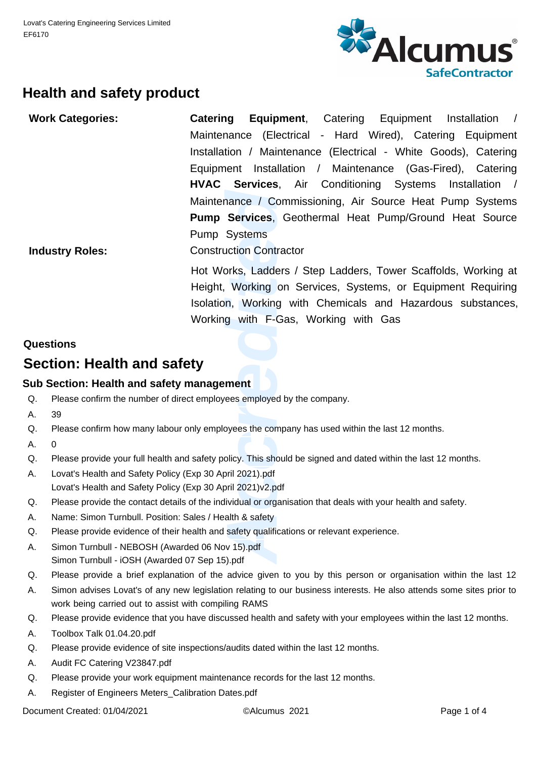Lovat's Catering Engineering Services Limited
EF6170

## Health and safety product

**Work Categories:** **Catering Equipment**, Catering Equipment Installation / Maintenance (Electrical - Hard Wired), Catering Equipment Installation / Maintenance (Electrical - White Goods), Catering Equipment Installation / Maintenance (Gas-Fired), Catering **HVAC Services**, Air Conditioning Systems Installation / Maintenance / Commissioning, Air Source Heat Pump Systems **Pump Services**, Geothermal Heat Pump/Ground Heat Source Pump Systems

**Industry Roles:** Construction Contractor

Hot Works, Ladders / Step Ladders, Tower Scaffolds, Working at Height, Working on Services, Systems, or Equipment Requiring Isolation, Working with Chemicals and Hazardous substances, Working with F-Gas, Working with Gas

**Questions**

# Section: Health and safety

### Sub Section: Health and safety management

Q. Please confirm the number of direct employees employed by the company.

A. 39

Q. Please confirm how many labour only employees the company has used within the last 12 months.

A. 0

Q. Please provide your full health and safety policy. This should be signed and dated within the last 12 months.

A. Lovat's Health and Safety Policy (Exp 30 April 2021).pdf
Lovat's Health and Safety Policy (Exp 30 April 2021)v2.pdf

Q. Please provide the contact details of the individual or organisation that deals with your health and safety.

A. Name: Simon Turnbull. Position: Sales / Health & safety

Q. Please provide evidence of their health and safety qualifications or relevant experience.

A. Simon Turnbull - NEBOSH (Awarded 06 Nov 15).pdf
Simon Turnbull - iOSH (Awarded 07 Sep 15).pdf

Q. Please provide a brief explanation of the advice given to you by this person or organisation within the last 12

A. Simon advises Lovat's of any new legislation relating to our business interests. He also attends some sites prior to work being carried out to assist with compiling RAMS

Q. Please provide evidence that you have discussed health and safety with your employees within the last 12 months.

A. Toolbox Talk 01.04.20.pdf

Q. Please provide evidence of site inspections/audits dated within the last 12 months.

A. Audit FC Catering V23847.pdf

Q. Please provide your work equipment maintenance records for the last 12 months.

A. Register of Engineers Meters_Calibration Dates.pdf

Document Created: 01/04/2021 ©Alcumus 2021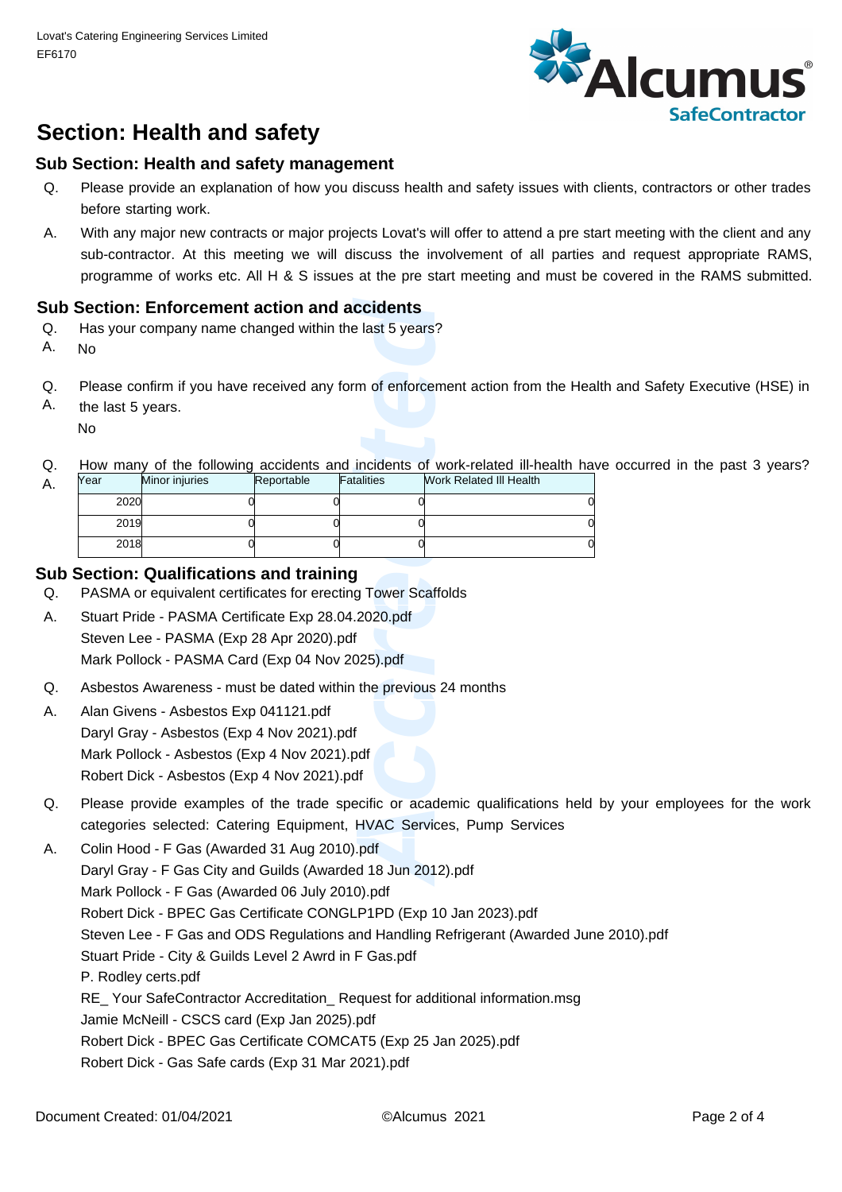## Section: Health and safety

### Sub Section: Health and safety management

Q. Please provide an explanation of how you discuss health and safety issues with clients, contractors or other trades before starting work.

A. With any major new contracts or major projects Lovat's will offer to attend a pre start meeting with the client and any sub-contractor. At this meeting we will discuss the involvement of all parties and request appropriate RAMS, programme of works etc. All H & S issues at the pre start meeting and must be covered in the RAMS submitted.

### Sub Section: Enforcement action and accidents

Q. Has your company name changed within the last 5 years?

A. No

Q. Please confirm if you have received any form of enforcement action from the Health and Safety Executive (HSE) in the last 5 years.

A. No

Q. How many of the following accidents and incidents of work-related ill-health have occurred in the past 3 years?

A.

| Year | Minor injuries | Reportable | Fatalities | Work Related Ill Health |
|---|---|---|---|---|
| 2020 | 0 | 0 | 0 | 0 |
| 2019 | 0 | 0 | 0 | 0 |
| 2018 | 0 | 0 | 0 | 0 |

### Sub Section: Qualifications and training

Q. PASMA or equivalent certificates for erecting Tower Scaffolds

A. Stuart Pride - PASMA Certificate Exp 28.04.2020.pdf
Steven Lee - PASMA (Exp 28 Apr 2020).pdf
Mark Pollock - PASMA Card (Exp 04 Nov 2025).pdf

Q. Asbestos Awareness - must be dated within the previous 24 months

A. Alan Givens - Asbestos Exp 041121.pdf
Daryl Gray - Asbestos (Exp 4 Nov 2021).pdf
Mark Pollock - Asbestos (Exp 4 Nov 2021).pdf
Robert Dick - Asbestos (Exp 4 Nov 2021).pdf

Q. Please provide examples of the trade specific or academic qualifications held by your employees for the work categories selected: Catering Equipment, HVAC Services, Pump Services

A. Colin Hood - F Gas (Awarded 31 Aug 2010).pdf
Daryl Gray - F Gas City and Guilds (Awarded 18 Jun 2012).pdf
Mark Pollock - F Gas (Awarded 06 July 2010).pdf
Robert Dick - BPEC Gas Certificate CONGLP1PD (Exp 10 Jan 2023).pdf
Steven Lee - F Gas and ODS Regulations and Handling Refrigerant (Awarded June 2010).pdf
Stuart Pride - City & Guilds Level 2 Awrd in F Gas.pdf
P. Rodley certs.pdf
RE_ Your SafeContractor Accreditation_ Request for additional information.msg
Jamie McNeill - CSCS card (Exp Jan 2025).pdf
Robert Dick - BPEC Gas Certificate COMCAT5 (Exp 25 Jan 2025).pdf
Robert Dick - Gas Safe cards (Exp 31 Mar 2021).pdf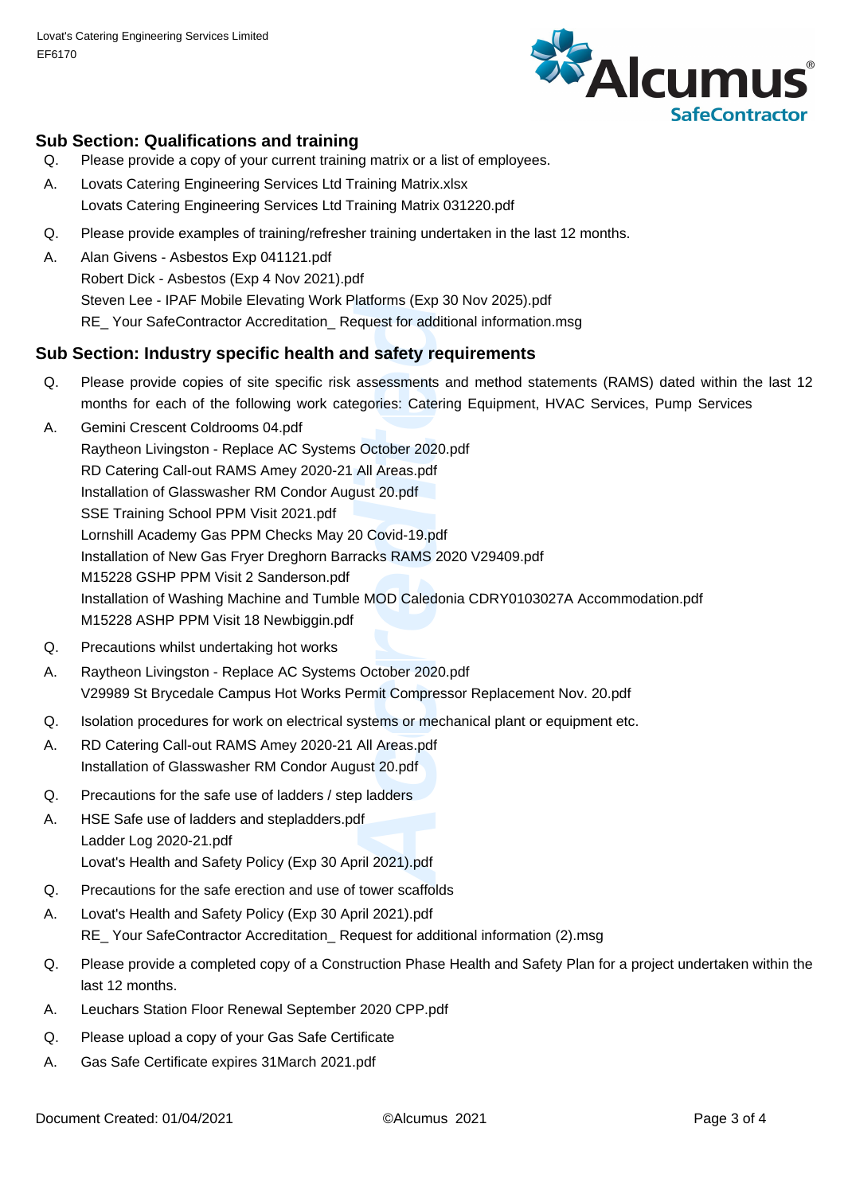## Sub Section: Qualifications and training

Q. Please provide a copy of your current training matrix or a list of employees.

A. Lovats Catering Engineering Services Ltd Training Matrix.xlsx
Lovats Catering Engineering Services Ltd Training Matrix 031220.pdf

Q. Please provide examples of training/refresher training undertaken in the last 12 months.

A. Alan Givens - Asbestos Exp 041121.pdf
Robert Dick - Asbestos (Exp 4 Nov 2021).pdf
Steven Lee - IPAF Mobile Elevating Work Platforms (Exp 30 Nov 2025).pdf
RE_ Your SafeContractor Accreditation_ Request for additional information.msg

## Sub Section: Industry specific health and safety requirements

Q. Please provide copies of site specific risk assessments and method statements (RAMS) dated within the last 12 months for each of the following work categories: Catering Equipment, HVAC Services, Pump Services

A. Gemini Crescent Coldrooms 04.pdf
Raytheon Livingston - Replace AC Systems October 2020.pdf
RD Catering Call-out RAMS Amey 2020-21 All Areas.pdf
Installation of Glasswasher RM Condor August 20.pdf
SSE Training School PPM Visit 2021.pdf
Lornshill Academy Gas PPM Checks May 20 Covid-19.pdf
Installation of New Gas Fryer Dreghorn Barracks RAMS 2020 V29409.pdf
M15228 GSHP PPM Visit 2 Sanderson.pdf
Installation of Washing Machine and Tumble MOD Caledonia CDRY0103027A Accommodation.pdf
M15228 ASHP PPM Visit 18 Newbiggin.pdf

Q. Precautions whilst undertaking hot works

A. Raytheon Livingston - Replace AC Systems October 2020.pdf
V29989 St Brycedale Campus Hot Works Permit Compressor Replacement Nov. 20.pdf

Q. Isolation procedures for work on electrical systems or mechanical plant or equipment etc.

A. RD Catering Call-out RAMS Amey 2020-21 All Areas.pdf
Installation of Glasswasher RM Condor August 20.pdf

Q. Precautions for the safe use of ladders / step ladders

A. HSE Safe use of ladders and stepladders.pdf
Ladder Log 2020-21.pdf
Lovat's Health and Safety Policy (Exp 30 April 2021).pdf

Q. Precautions for the safe erection and use of tower scaffolds

A. Lovat's Health and Safety Policy (Exp 30 April 2021).pdf
RE_ Your SafeContractor Accreditation_ Request for additional information (2).msg

Q. Please provide a completed copy of a Construction Phase Health and Safety Plan for a project undertaken within the last 12 months.

A. Leuchars Station Floor Renewal September 2020 CPP.pdf

Q. Please upload a copy of your Gas Safe Certificate

A. Gas Safe Certificate expires 31March 2021.pdf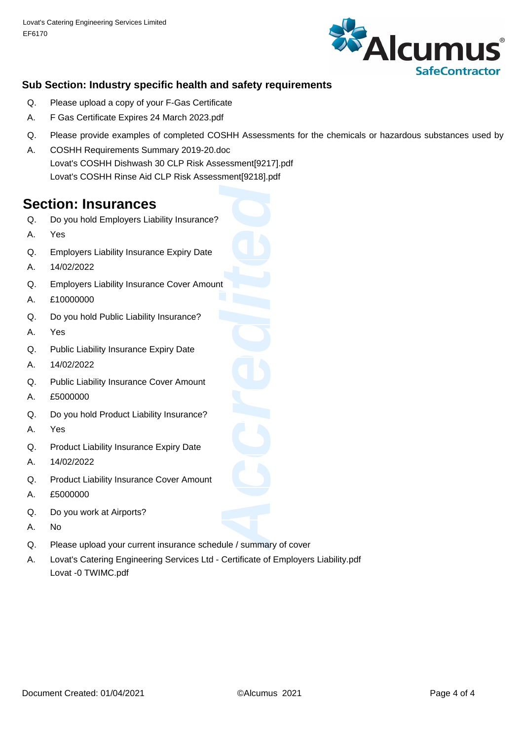### Sub Section: Industry specific health and safety requirements

Q. Please upload a copy of your F-Gas Certificate

A. F Gas Certificate Expires 24 March 2023.pdf

Q. Please provide examples of completed COSHH Assessments for the chemicals or hazardous substances used by

A. COSHH Requirements Summary 2019-20.doc
Lovat's COSHH Dishwash 30 CLP Risk Assessment[9217].pdf
Lovat's COSHH Rinse Aid CLP Risk Assessment[9218].pdf

## Section: Insurances

Q. Do you hold Employers Liability Insurance?

A. Yes

Q. Employers Liability Insurance Expiry Date

A. 14/02/2022

Q. Employers Liability Insurance Cover Amount

A. £10000000

Q. Do you hold Public Liability Insurance?

A. Yes

Q. Public Liability Insurance Expiry Date

A. 14/02/2022

Q. Public Liability Insurance Cover Amount

A. £5000000

Q. Do you hold Product Liability Insurance?

A. Yes

Q. Product Liability Insurance Expiry Date

A. 14/02/2022

Q. Product Liability Insurance Cover Amount

A. £5000000

Q. Do you work at Airports?

A. No

Q. Please upload your current insurance schedule / summary of cover

A. Lovat's Catering Engineering Services Ltd - Certificate of Employers Liability.pdf
Lovat -0 TWIMC.pdf